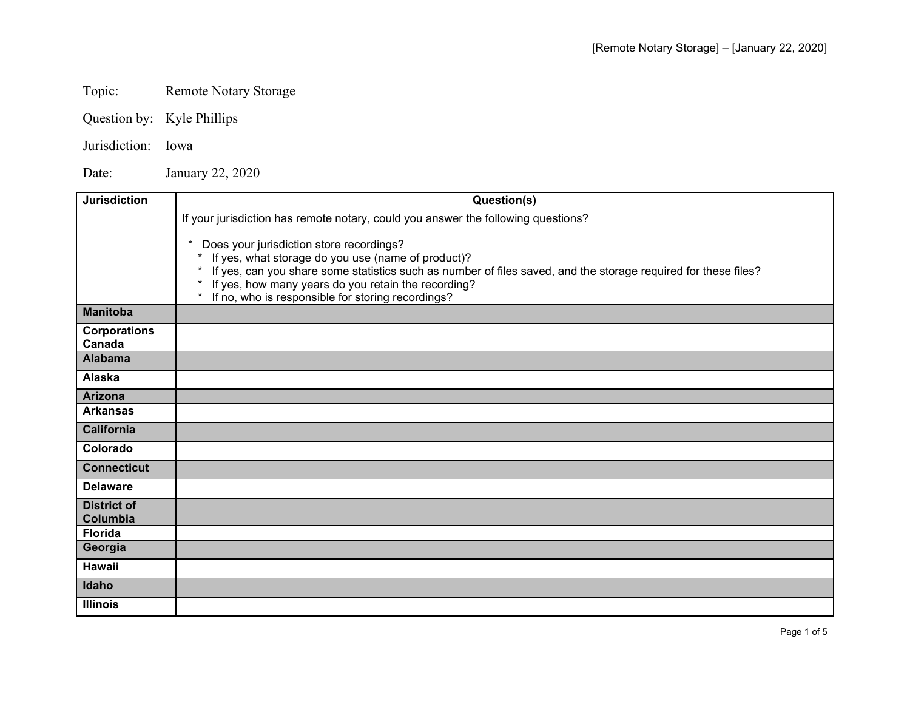Topic: Remote Notary Storage

Question by: Kyle Phillips

Jurisdiction: Iowa

Date: January 22, 2020

| Jurisdiction | Question(s) |
| --- | --- |
| | If your jurisdiction has remote notary, could you answer the following questions?<br><br>* Does your jurisdiction store recordings?<br>* If yes, what storage do you use (name of product)?<br>* If yes, can you share some statistics such as number of files saved, and the storage required for these files?<br>* If yes, how many years do you retain the recording?<br>* If no, who is responsible for storing recordings? |
| **Manitoba** | |
| **Corporations Canada** | |
| **Alabama** | |
| **Alaska** | |
| **Arizona** | |
| **Arkansas** | |
| **California** | |
| **Colorado** | |
| **Connecticut** | |
| **Delaware** | |
| **District of Columbia** | |
| **Florida** | |
| **Georgia** | |
| **Hawaii** | |
| **Idaho** | |
| **Illinois** | |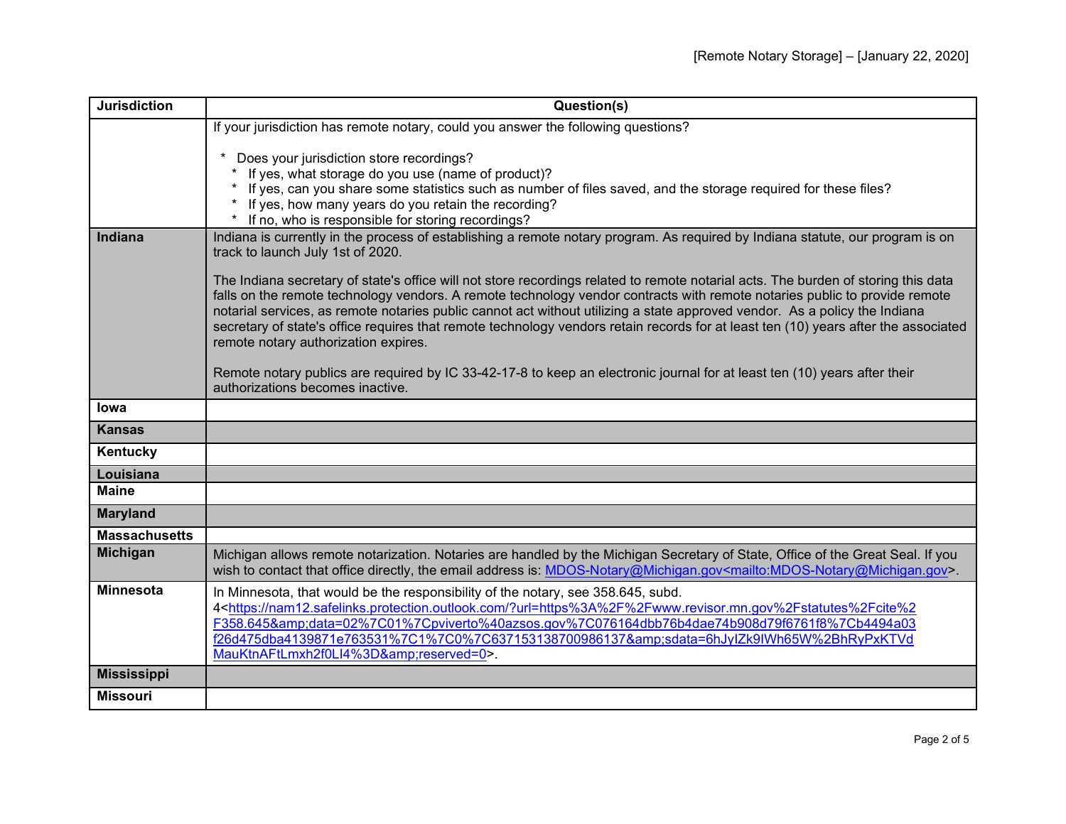| Jurisdiction | Question(s) |
|---|---|
| | If your jurisdiction has remote notary, could you answer the following questions?<br><br>* Does your jurisdiction store recordings?<br>* If yes, what storage do you use (name of product)?<br>* If yes, can you share some statistics such as number of files saved, and the storage required for these files?<br>* If yes, how many years do you retain the recording?<br>* If no, who is responsible for storing recordings? |
| **Indiana** | Indiana is currently in the process of establishing a remote notary program. As required by Indiana statute, our program is on track to launch July 1st of 2020.<br><br>The Indiana secretary of state's office will not store recordings related to remote notarial acts. The burden of storing this data falls on the remote technology vendors. A remote technology vendor contracts with remote notaries public to provide remote notarial services, as remote notaries public cannot act without utilizing a state approved vendor. As a policy the Indiana secretary of state's office requires that remote technology vendors retain records for at least ten (10) years after the associated remote notary authorization expires.<br><br>Remote notary publics are required by IC 33-42-17-8 to keep an electronic journal for at least ten (10) years after their authorizations becomes inactive. |
| **Iowa** | |
| **Kansas** | |
| **Kentucky** | |
| **Louisiana** | |
| **Maine** | |
| **Maryland** | |
| **Massachusetts** | |
| **Michigan** | Michigan allows remote notarization. Notaries are handled by the Michigan Secretary of State, Office of the Great Seal. If you wish to contact that office directly, the email address is: MDOS-Notary@Michigan.gov<mailto:MDOS-Notary@Michigan.gov>. |
| **Minnesota** | In Minnesota, that would be the responsibility of the notary, see 358.645, subd. 4<https://nam12.safelinks.protection.outlook.com/?url=https%3A%2F%2Fwww.revisor.mn.gov%2Fstatutes%2Fcite%2F358.645&amp;data=02%7C01%7Cpviverto%40azsos.gov%7C076164dbb76b4dae74b908d79f6761f8%7Cb4494a03f26d475dba4139871e763531%7C1%7C0%7C637153138700986137&amp;sdata=6hJyIZk9IWh65W%2BhRyPxKTVdMauKtnAFtLmxh2f0LI4%3D&amp;reserved=0>. |
| **Mississippi** | |
| **Missouri** | |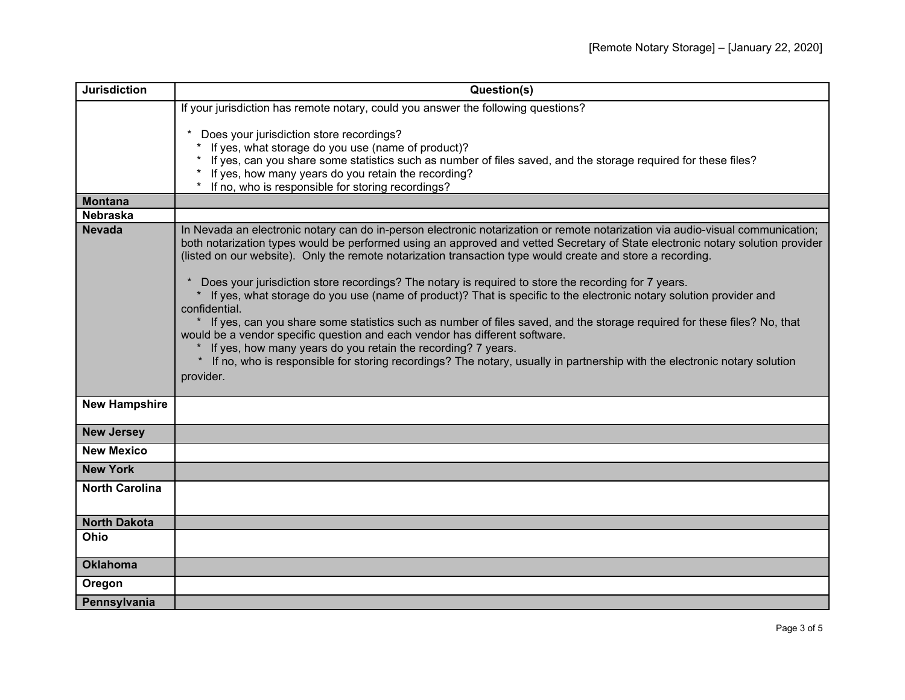| Jurisdiction | Question(s) |
|---|---|
| | If your jurisdiction has remote notary, could you answer the following questions?<br><br>* Does your jurisdiction store recordings?<br>* If yes, what storage do you use (name of product)?<br>* If yes, can you share some statistics such as number of files saved, and the storage required for these files?<br>* If yes, how many years do you retain the recording?<br>* If no, who is responsible for storing recordings? |
| **Montana** | |
| **Nebraska** | |
| **Nevada** | In Nevada an electronic notary can do in-person electronic notarization or remote notarization via audio-visual communication; both notarization types would be performed using an approved and vetted Secretary of State electronic notary solution provider (listed on our website). Only the remote notarization transaction type would create and store a recording.<br><br>* Does your jurisdiction store recordings? The notary is required to store the recording for 7 years.<br>* If yes, what storage do you use (name of product)? That is specific to the electronic notary solution provider and confidential.<br>* If yes, can you share some statistics such as number of files saved, and the storage required for these files? No, that would be a vendor specific question and each vendor has different software.<br>* If yes, how many years do you retain the recording? 7 years.<br>* If no, who is responsible for storing recordings? The notary, usually in partnership with the electronic notary solution provider. |
| **New Hampshire** | |
| **New Jersey** | |
| **New Mexico** | |
| **New York** | |
| **North Carolina** | |
| **North Dakota** | |
| **Ohio** | |
| **Oklahoma** | |
| **Oregon** | |
| **Pennsylvania** | |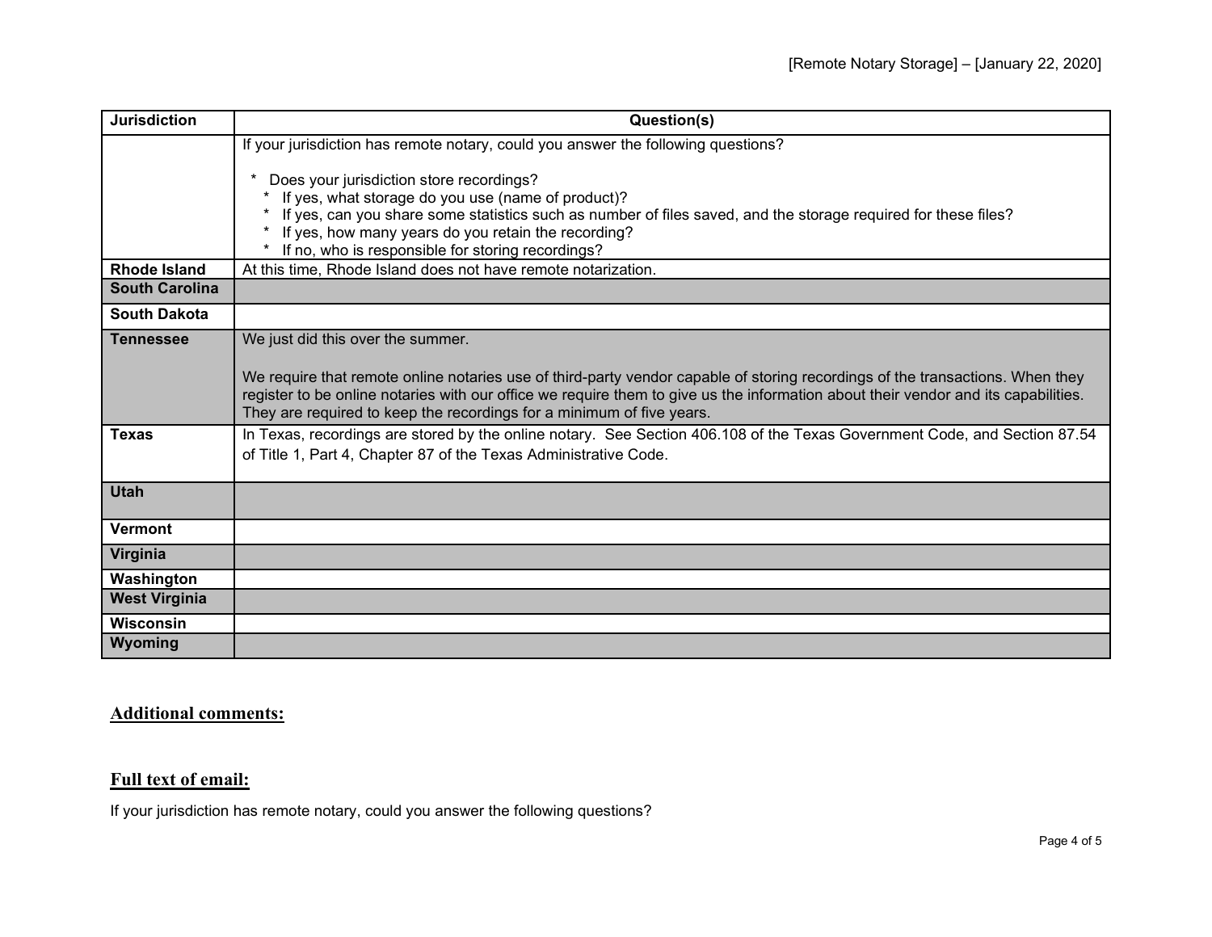| Jurisdiction | Question(s) |
|---|---|
| | If your jurisdiction has remote notary, could you answer the following questions?<br><br>* Does your jurisdiction store recordings?<br>* If yes, what storage do you use (name of product)?<br>* If yes, can you share some statistics such as number of files saved, and the storage required for these files?<br>* If yes, how many years do you retain the recording?<br>* If no, who is responsible for storing recordings? |
| **Rhode Island** | At this time, Rhode Island does not have remote notarization. |
| **South Carolina** | |
| **South Dakota** | |
| **Tennessee** | We just did this over the summer.<br><br>We require that remote online notaries use of third-party vendor capable of storing recordings of the transactions. When they register to be online notaries with our office we require them to give us the information about their vendor and its capabilities. They are required to keep the recordings for a minimum of five years. |
| **Texas** | In Texas, recordings are stored by the online notary. See Section 406.108 of the Texas Government Code, and Section 87.54 of Title 1, Part 4, Chapter 87 of the Texas Administrative Code. |
| **Utah** | |
| **Vermont** | |
| **Virginia** | |
| **Washington** | |
| **West Virginia** | |
| **Wisconsin** | |
| **Wyoming** | |

## Additional comments:

## Full text of email:

If your jurisdiction has remote notary, could you answer the following questions?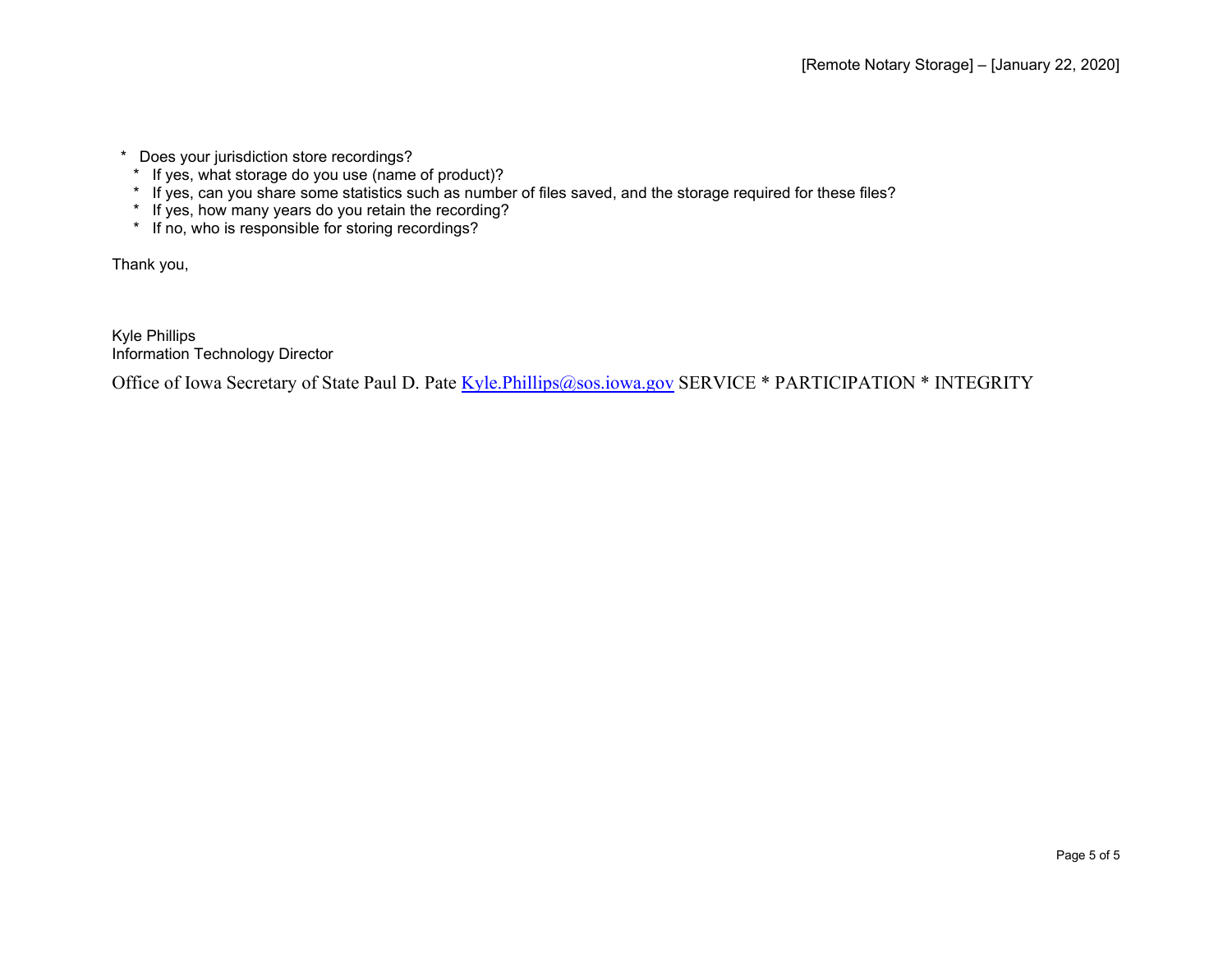* Does your jurisdiction store recordings?
  * If yes, what storage do you use (name of product)?
  * If yes, can you share some statistics such as number of files saved, and the storage required for these files?
  * If yes, how many years do you retain the recording?
  * If no, who is responsible for storing recordings?

Thank you,

Kyle Phillips
Information Technology Director

Office of Iowa Secretary of State Paul D. Pate [Kyle.Phillips@sos.iowa.gov](mailto:Kyle.Phillips@sos.iowa.gov) SERVICE * PARTICIPATION * INTEGRITY